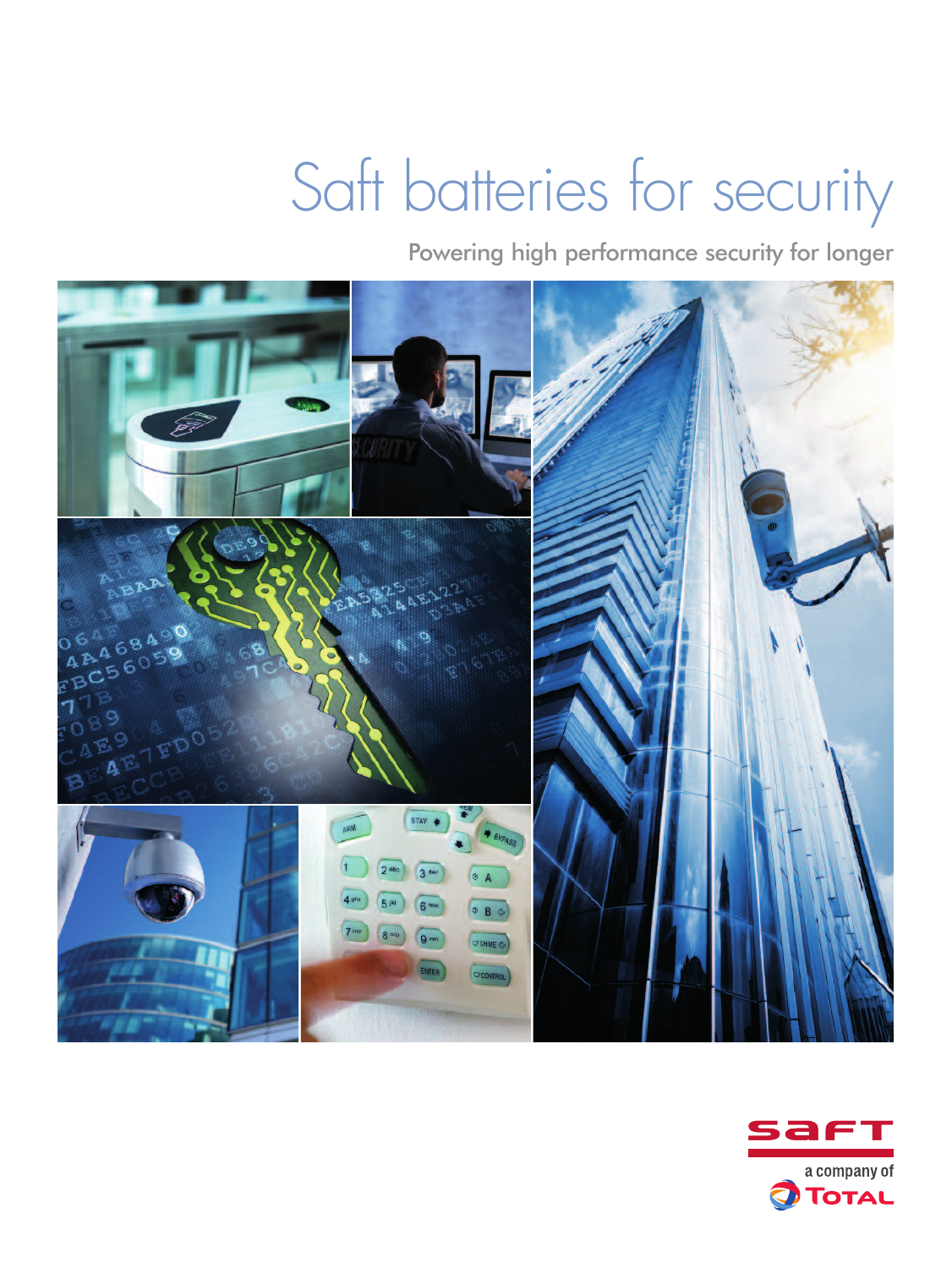# Saft batteries for security

Powering high performance security for longer

saft

a company of TOTAL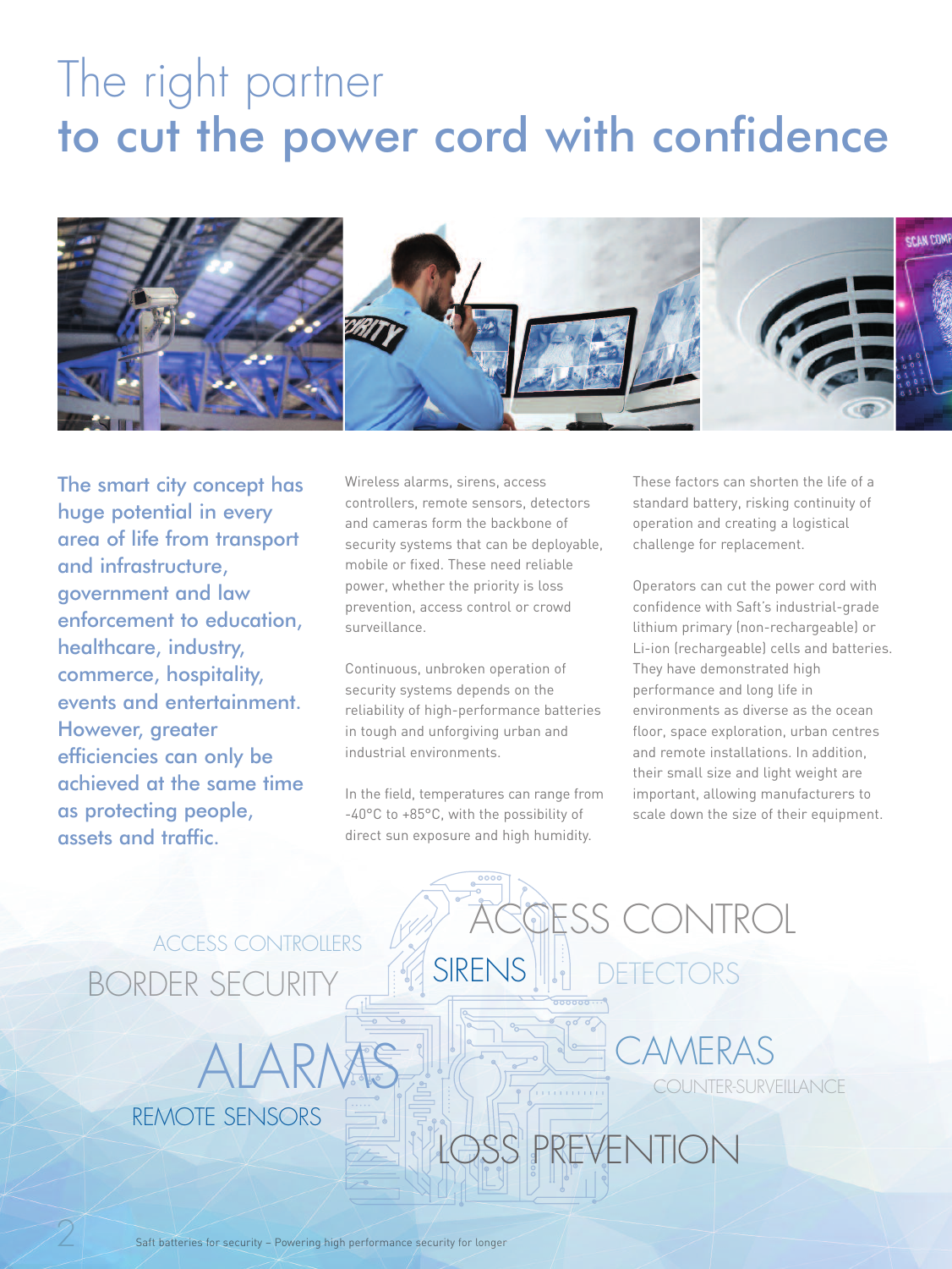# The right partner
# to cut the power cord with confidence

**The smart city concept has huge potential in every area of life from transport and infrastructure, government and law enforcement to education, healthcare, industry, commerce, hospitality, events and entertainment. However, greater efficiencies can only be achieved at the same time as protecting people, assets and traffic.**

Wireless alarms, sirens, access controllers, remote sensors, detectors and cameras form the backbone of security systems that can be deployable, mobile or fixed. These need reliable power, whether the priority is loss prevention, access control or crowd surveillance.

Continuous, unbroken operation of security systems depends on the reliability of high-performance batteries in tough and unforgiving urban and industrial environments.

In the field, temperatures can range from -40°C to +85°C, with the possibility of direct sun exposure and high humidity.

These factors can shorten the life of a standard battery, risking continuity of operation and creating a logistical challenge for replacement.

Operators can cut the power cord with confidence with Saft's industrial-grade lithium primary (non-rechargeable) or Li-ion (rechargeable) cells and batteries. They have demonstrated high performance and long life in environments as diverse as the ocean floor, space exploration, urban centres and remote installations. In addition, their small size and light weight are important, allowing manufacturers to scale down the size of their equipment.

ACCESS CONTROLLERS
BORDER SECURITY
ACCESS CONTROL
SIRENS
DETECTORS
ALARMS
CAMERAS
COUNTER-SURVEILLANCE
REMOTE SENSORS
LOSS PREVENTION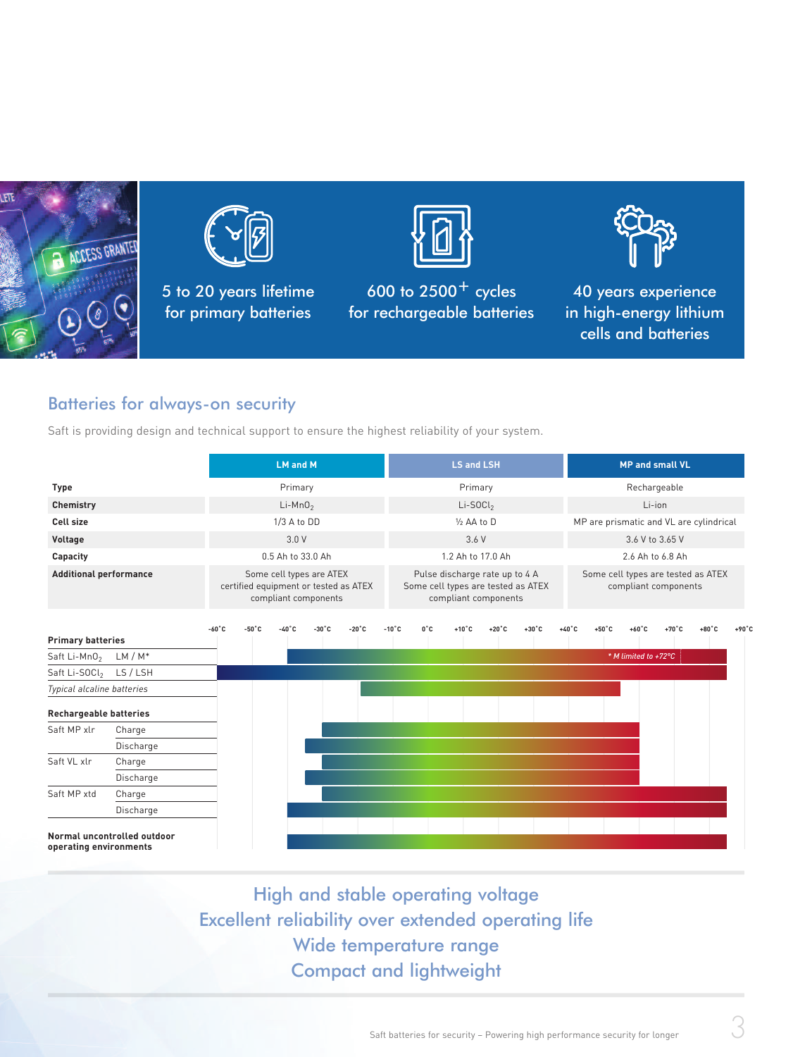5 to 20 years lifetime for primary batteries

600 to 2500+ cycles for rechargeable batteries

40 years experience in high-energy lithium cells and batteries

## Batteries for always-on security

Saft is providing design and technical support to ensure the highest reliability of your system.

| | LM and M | LS and LSH | MP and small VL |
|---|---|---|---|
| **Type** | Primary | Primary | Rechargeable |
| **Chemistry** | Li-$MnO_2$ | Li-$SOCl_2$ | Li-ion |
| **Cell size** | 1/3 A to DD | ½ AA to D | MP are prismatic and VL are cylindrical |
| **Voltage** | 3.0 V | 3.6 V | 3.6 V to 3.65 V |
| **Capacity** | 0.5 Ah to 33.0 Ah | 1.2 Ah to 17.0 Ah | 2.6 Ah to 6.8 Ah |
| **Additional performance** | Some cell types are ATEX certified equipment or tested as ATEX compliant components | Pulse discharge rate up to 4 A. Some cell types are tested as ATEX compliant components | Some cell types are tested as ATEX compliant components |

| | | Operating temperature range |
|---|---|---|
| **Primary batteries** | | |
| Saft Li-$MnO_2$ | LM / M* | -40°C to +85°C (* M limited to +72°C) |
| Saft Li-$SOCl_2$ | LS / LSH | -60°C to +85°C |
| *Typical alkaline batteries* | | -20°C to +55°C |
| **Rechargeable batteries** | | |
| Saft MP xlr | Charge | -30°C to +60°C |
| | Discharge | -35°C to +60°C |
| Saft VL xlr | Charge | -30°C to +60°C |
| | Discharge | -35°C to +60°C |
| Saft MP xtd | Charge | -30°C to +85°C |
| | Discharge | -40°C to +85°C |
| **Normal uncontrolled outdoor operating environments** | | -40°C to +85°C |

High and stable operating voltage
Excellent reliability over extended operating life
Wide temperature range
Compact and lightweight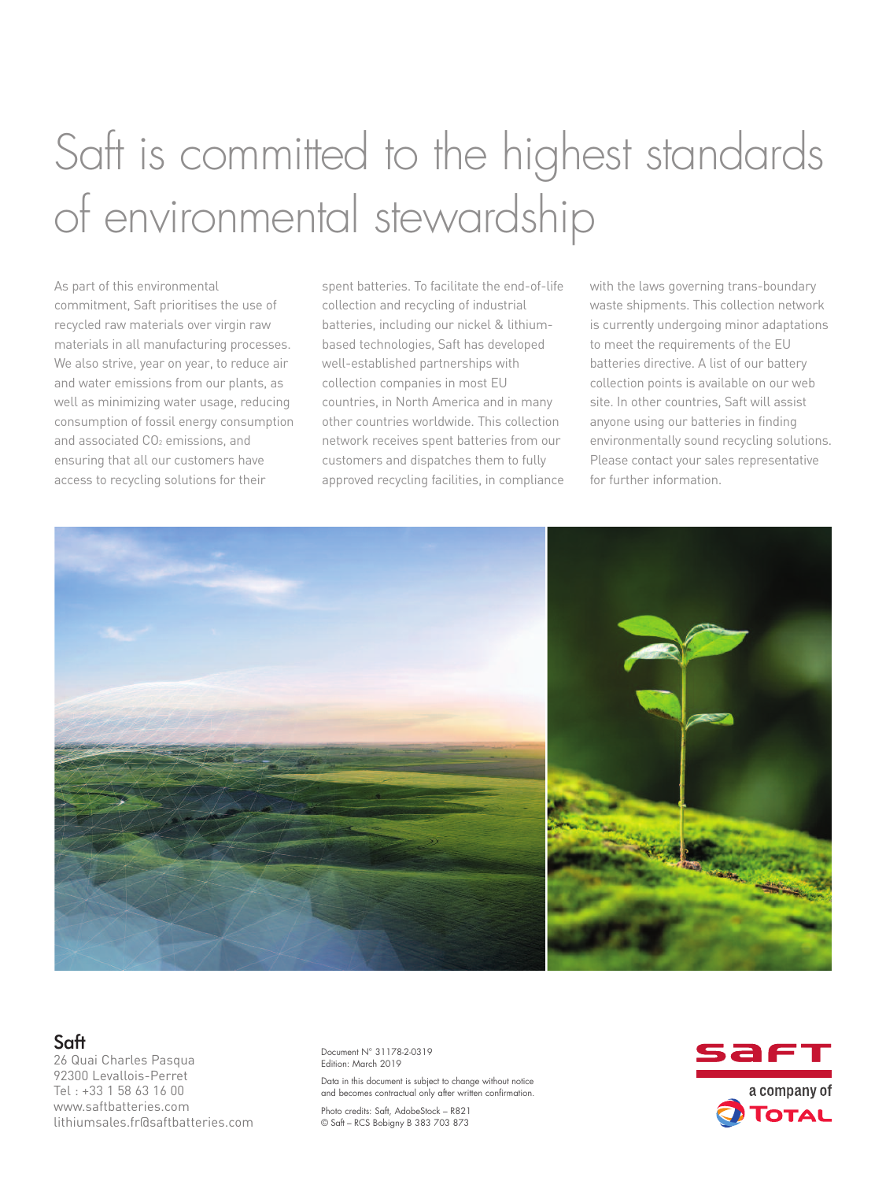# Saft is committed to the highest standards of environmental stewardship

As part of this environmental commitment, Saft prioritises the use of recycled raw materials over virgin raw materials in all manufacturing processes. We also strive, year on year, to reduce air and water emissions from our plants, as well as minimizing water usage, reducing consumption of fossil energy consumption and associated $CO_2$ emissions, and ensuring that all our customers have access to recycling solutions for their spent batteries. To facilitate the end-of-life collection and recycling of industrial batteries, including our nickel & lithium-based technologies, Saft has developed well-established partnerships with collection companies in most EU countries, in North America and in many other countries worldwide. This collection network receives spent batteries from our customers and dispatches them to fully approved recycling facilities, in compliance with the laws governing trans-boundary waste shipments. This collection network is currently undergoing minor adaptations to meet the requirements of the EU batteries directive. A list of our battery collection points is available on our web site. In other countries, Saft will assist anyone using our batteries in finding environmentally sound recycling solutions. Please contact your sales representative for further information.

**Saft**
26 Quai Charles Pasqua
92300 Levallois-Perret
Tel : +33 1 58 63 16 00
www.saftbatteries.com
lithiumsales.fr@saftbatteries.com

Document N° 31178-2-0319
Edition: March 2019

Data in this document is subject to change without notice and becomes contractual only after written confirmation.

Photo credits: Saft, AdobeStock – R821
© Saft – RCS Bobigny B 383 703 873

saft
a company of TOTAL